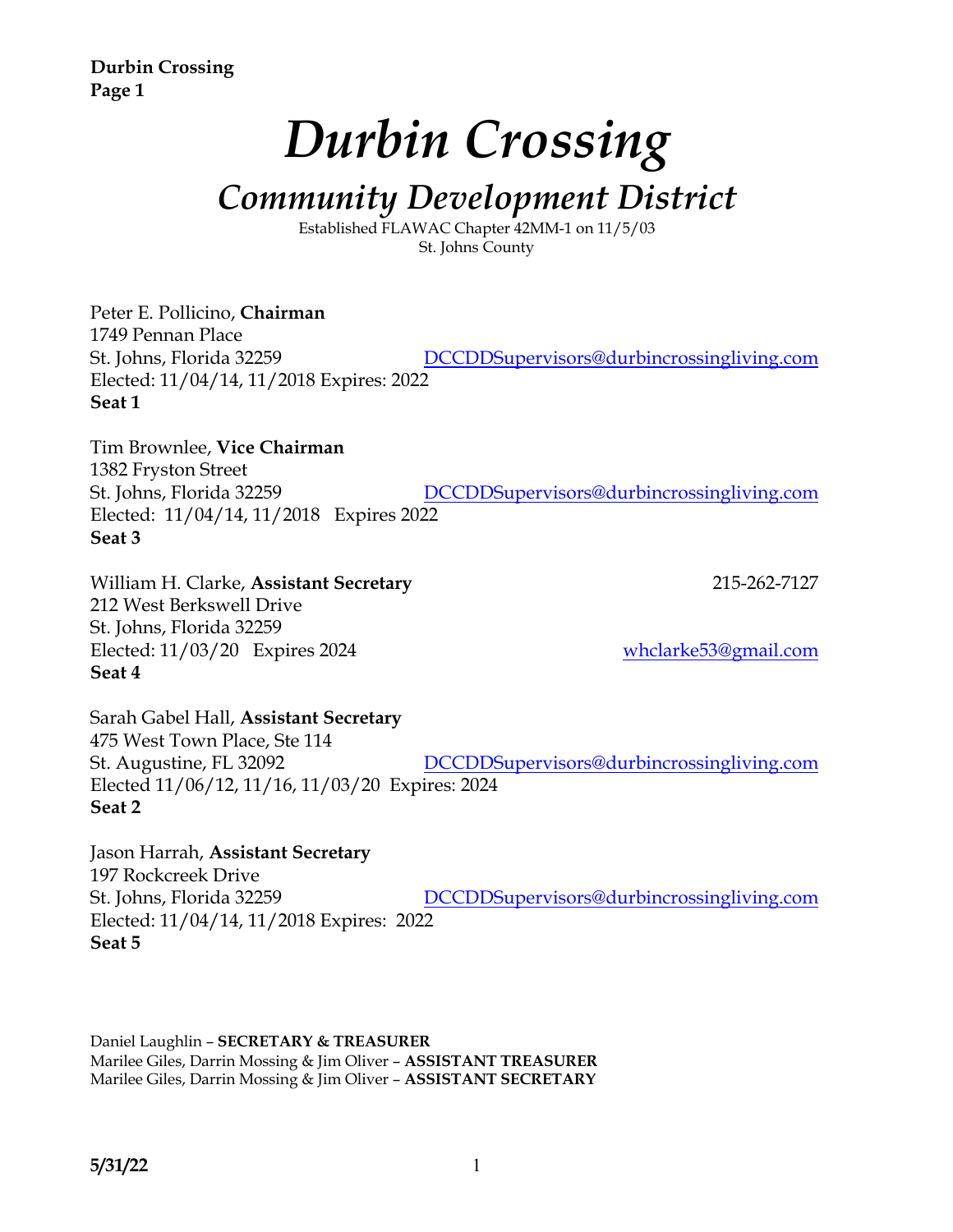# *Durbin Crossing*

## *Community Development District*

Established FLAWAC Chapter 42MM-1 on 11/5/03
St. Johns County

Peter E. Pollicino, **Chairman**
1749 Pennan Place
St. Johns, Florida 32259 DCCDDSupervisors@durbincrossingliving.com
Elected: 11/04/14, 11/2018 Expires: 2022
**Seat 1**

Tim Brownlee, **Vice Chairman**
1382 Fryston Street
St. Johns, Florida 32259 DCCDDSupervisors@durbincrossingliving.com
Elected: 11/04/14, 11/2018 Expires 2022
**Seat 3**

William H. Clarke, **Assistant Secretary** 215-262-7127
212 West Berkswell Drive
St. Johns, Florida 32259
Elected: 11/03/20 Expires 2024 whclarke53@gmail.com
**Seat 4**

Sarah Gabel Hall, **Assistant Secretary**
475 West Town Place, Ste 114
St. Augustine, FL 32092 DCCDDSupervisors@durbincrossingliving.com
Elected 11/06/12, 11/16, 11/03/20 Expires: 2024
**Seat 2**

Jason Harrah, **Assistant Secretary**
197 Rockcreek Drive
St. Johns, Florida 32259 DCCDDSupervisors@durbincrossingliving.com
Elected: 11/04/14, 11/2018 Expires: 2022
**Seat 5**

Daniel Laughlin – **SECRETARY & TREASURER**
Marilee Giles, Darrin Mossing & Jim Oliver – **ASSISTANT TREASURER**
Marilee Giles, Darrin Mossing & Jim Oliver – **ASSISTANT SECRETARY**

**5/31/22**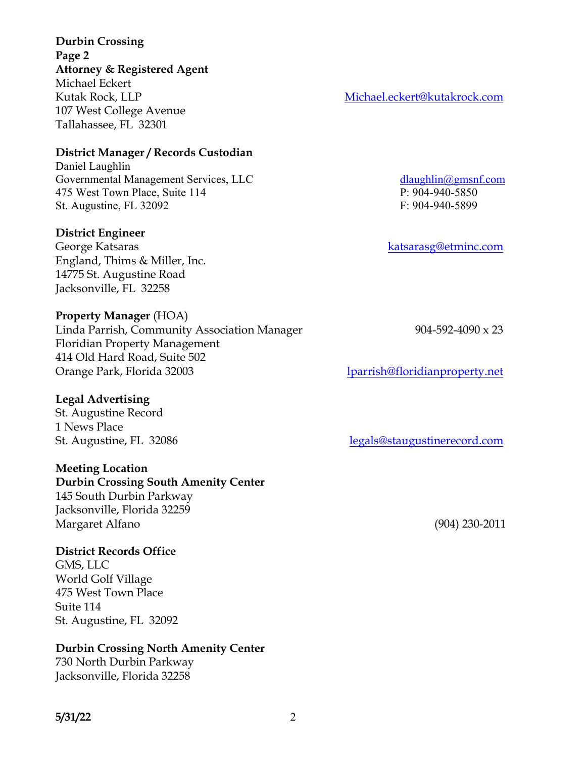**Durbin Crossing**
**Page 2**

**Attorney & Registered Agent**
Michael Eckert
Kutak Rock, LLP
107 West College Avenue
Tallahassee, FL 32301
Michael.eckert@kutakrock.com

**District Manager / Records Custodian**
Daniel Laughlin
Governmental Management Services, LLC
475 West Town Place, Suite 114
St. Augustine, FL 32092
dlaughlin@gmsnf.com
P: 904-940-5850
F: 904-940-5899

**District Engineer**
George Katsaras
England, Thims & Miller, Inc.
14775 St. Augustine Road
Jacksonville, FL 32258
katsarasg@etminc.com

**Property Manager** (HOA)
Linda Parrish, Community Association Manager
Floridian Property Management
414 Old Hard Road, Suite 502
Orange Park, Florida 32003
904-592-4090 x 23
lparrish@floridianproperty.net

**Legal Advertising**
St. Augustine Record
1 News Place
St. Augustine, FL 32086
legals@staugustinerecord.com

**Meeting Location**
**Durbin Crossing South Amenity Center**
145 South Durbin Parkway
Jacksonville, Florida 32259
Margaret Alfano
(904) 230-2011

**District Records Office**
GMS, LLC
World Golf Village
475 West Town Place
Suite 114
St. Augustine, FL 32092

**Durbin Crossing North Amenity Center**
730 North Durbin Parkway
Jacksonville, Florida 32258

**5/31/22**